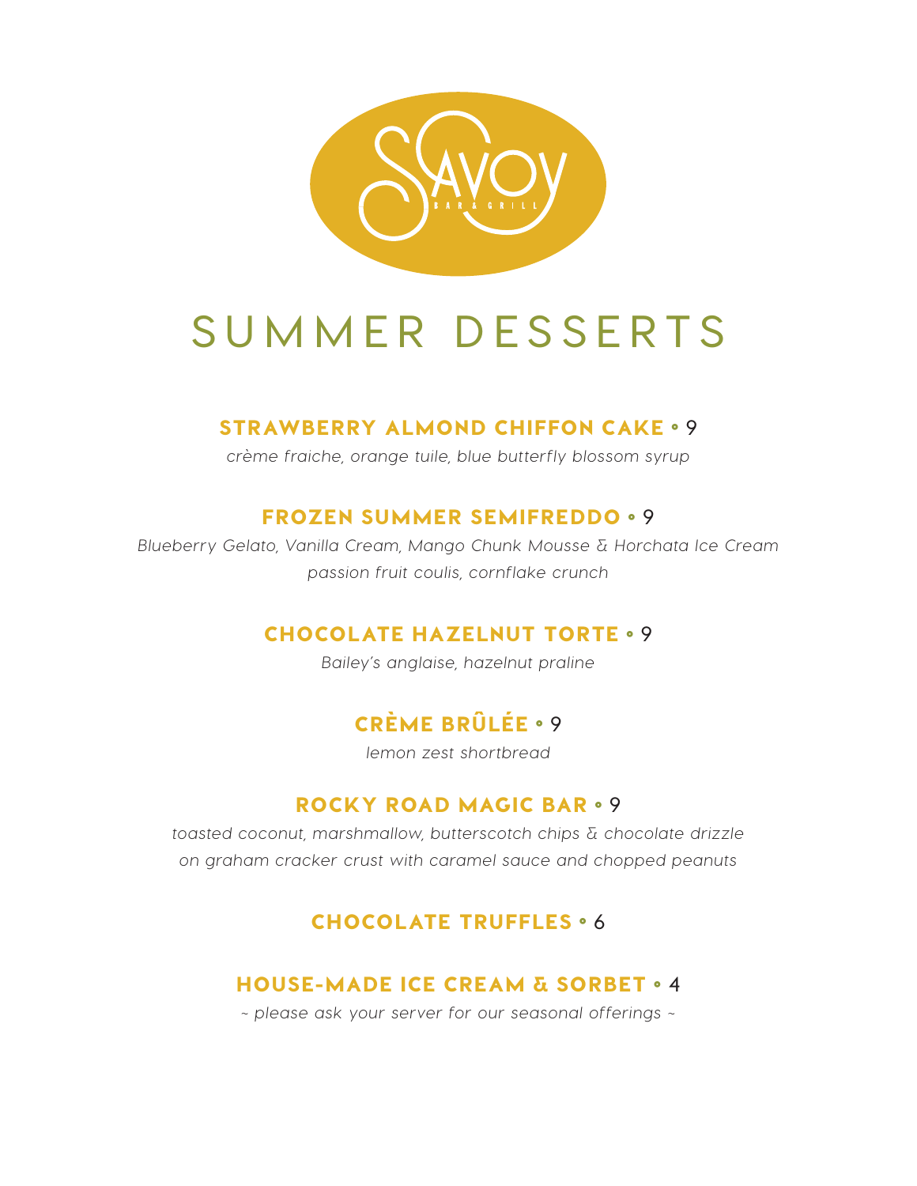Savoy Bar & Grill

# SUMMER DESSERTS

## STRAWBERRY ALMOND CHIFFON CAKE • 9

*crème fraiche, orange tuile, blue butterfly blossom syrup*

## FROZEN SUMMER SEMIFREDDO • 9

*Blueberry Gelato, Vanilla Cream, Mango Chunk Mousse & Horchata Ice Cream*
*passion fruit coulis, cornflake crunch*

## CHOCOLATE HAZELNUT TORTE • 9

*Bailey's anglaise, hazelnut praline*

## CRÈME BRÛLÉE • 9

*lemon zest shortbread*

## ROCKY ROAD MAGIC BAR • 9

*toasted coconut, marshmallow, butterscotch chips & chocolate drizzle*
*on graham cracker crust with caramel sauce and chopped peanuts*

## CHOCOLATE TRUFFLES • 6

## HOUSE-MADE ICE CREAM & SORBET • 4

*~ please ask your server for our seasonal offerings ~*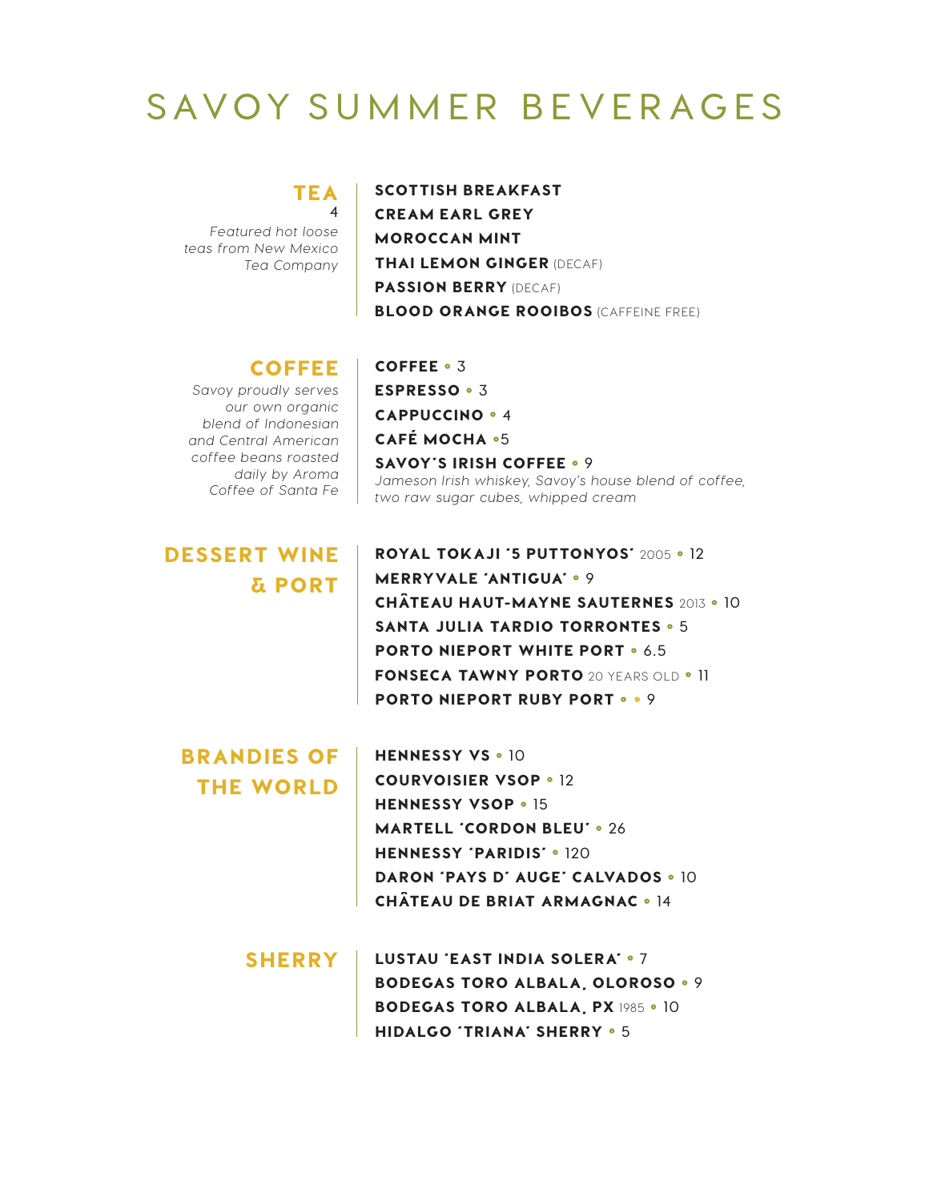# SAVOY SUMMER BEVERAGES

## TEA
4

*Featured hot loose teas from New Mexico Tea Company*

**SCOTTISH BREAKFAST**
**CREAM EARL GREY**
**MOROCCAN MINT**
**THAI LEMON GINGER** (DECAF)
**PASSION BERRY** (DECAF)
**BLOOD ORANGE ROOIBOS** (CAFFEINE FREE)

## COFFEE

*Savoy proudly serves our own organic blend of Indonesian and Central American coffee beans roasted daily by Aroma Coffee of Santa Fe*

**COFFEE** • 3
**ESPRESSO** • 3
**CAPPUCCINO** • 4
**CAFÉ MOCHA** •5
**SAVOY'S IRISH COFFEE** • 9
*Jameson Irish whiskey, Savoy's house blend of coffee, two raw sugar cubes, whipped cream*

## DESSERT WINE & PORT

**ROYAL TOKAJI '5 PUTTONYOS'** 2005 • 12
**MERRYVALE 'ANTIGUA'** • 9
**CHÂTEAU HAUT-MAYNE SAUTERNES** 2013 • 10
**SANTA JULIA TARDIO TORRONTES** • 5
**PORTO NIEPORT WHITE PORT** • 6.5
**FONSECA TAWNY PORTO** 20 YEARS OLD • 11
**PORTO NIEPORT RUBY PORT** • • 9

## BRANDIES OF THE WORLD

**HENNESSY VS** • 10
**COURVOISIER VSOP** • 12
**HENNESSY VSOP** • 15
**MARTELL 'CORDON BLEU'** • 26
**HENNESSY 'PARIDIS'** • 120
**DARON 'PAYS D' AUGE' CALVADOS** • 10
**CHÂTEAU DE BRIAT ARMAGNAC** • 14

## SHERRY

**LUSTAU 'EAST INDIA SOLERA'** • 7
**BODEGAS TORO ALBALA, OLOROSO** • 9
**BODEGAS TORO ALBALA, PX** 1985 • 10
**HIDALGO 'TRIANA' SHERRY** • 5